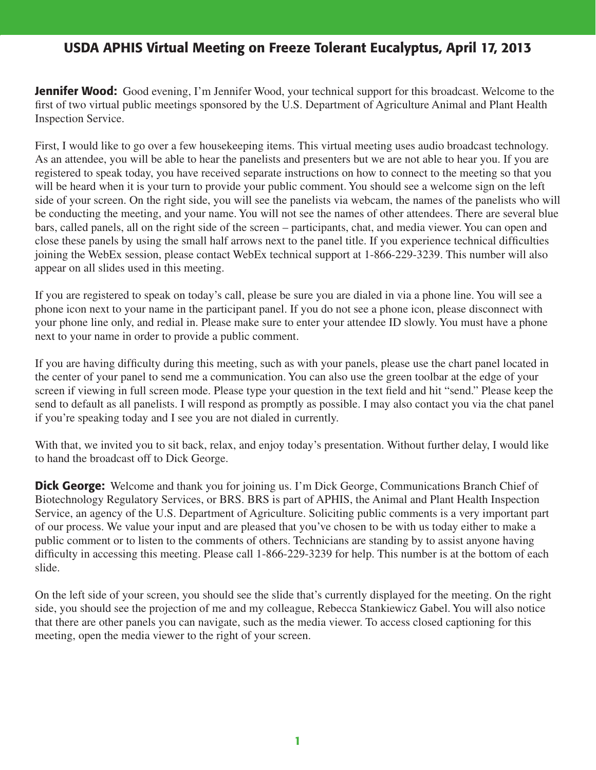# USDA APHIS Virtual Meeting on Freeze Tolerant Eucalyptus, April 17, 2013

**Jennifer Wood:** Good evening, I'm Jennifer Wood, your technical support for this broadcast. Welcome to the first of two virtual public meetings sponsored by the U.S. Department of Agriculture Animal and Plant Health Inspection Service.

First, I would like to go over a few housekeeping items. This virtual meeting uses audio broadcast technology. As an attendee, you will be able to hear the panelists and presenters but we are not able to hear you. If you are registered to speak today, you have received separate instructions on how to connect to the meeting so that you will be heard when it is your turn to provide your public comment. You should see a welcome sign on the left side of your screen. On the right side, you will see the panelists via webcam, the names of the panelists who will be conducting the meeting, and your name. You will not see the names of other attendees. There are several blue bars, called panels, all on the right side of the screen – participants, chat, and media viewer. You can open and close these panels by using the small half arrows next to the panel title. If you experience technical difficulties joining the WebEx session, please contact WebEx technical support at 1-866-229-3239. This number will also appear on all slides used in this meeting.

If you are registered to speak on today's call, please be sure you are dialed in via a phone line. You will see a phone icon next to your name in the participant panel. If you do not see a phone icon, please disconnect with your phone line only, and redial in. Please make sure to enter your attendee ID slowly. You must have a phone next to your name in order to provide a public comment.

If you are having difficulty during this meeting, such as with your panels, please use the chart panel located in the center of your panel to send me a communication. You can also use the green toolbar at the edge of your screen if viewing in full screen mode. Please type your question in the text field and hit "send." Please keep the send to default as all panelists. I will respond as promptly as possible. I may also contact you via the chat panel if you're speaking today and I see you are not dialed in currently.

With that, we invited you to sit back, relax, and enjoy today's presentation. Without further delay, I would like to hand the broadcast off to Dick George.

**Dick George:** Welcome and thank you for joining us. I'm Dick George, Communications Branch Chief of Biotechnology Regulatory Services, or BRS. BRS is part of APHIS, the Animal and Plant Health Inspection Service, an agency of the U.S. Department of Agriculture. Soliciting public comments is a very important part of our process. We value your input and are pleased that you've chosen to be with us today either to make a public comment or to listen to the comments of others. Technicians are standing by to assist anyone having difficulty in accessing this meeting. Please call 1-866-229-3239 for help. This number is at the bottom of each slide.

On the left side of your screen, you should see the slide that's currently displayed for the meeting. On the right side, you should see the projection of me and my colleague, Rebecca Stankiewicz Gabel. You will also notice that there are other panels you can navigate, such as the media viewer. To access closed captioning for this meeting, open the media viewer to the right of your screen.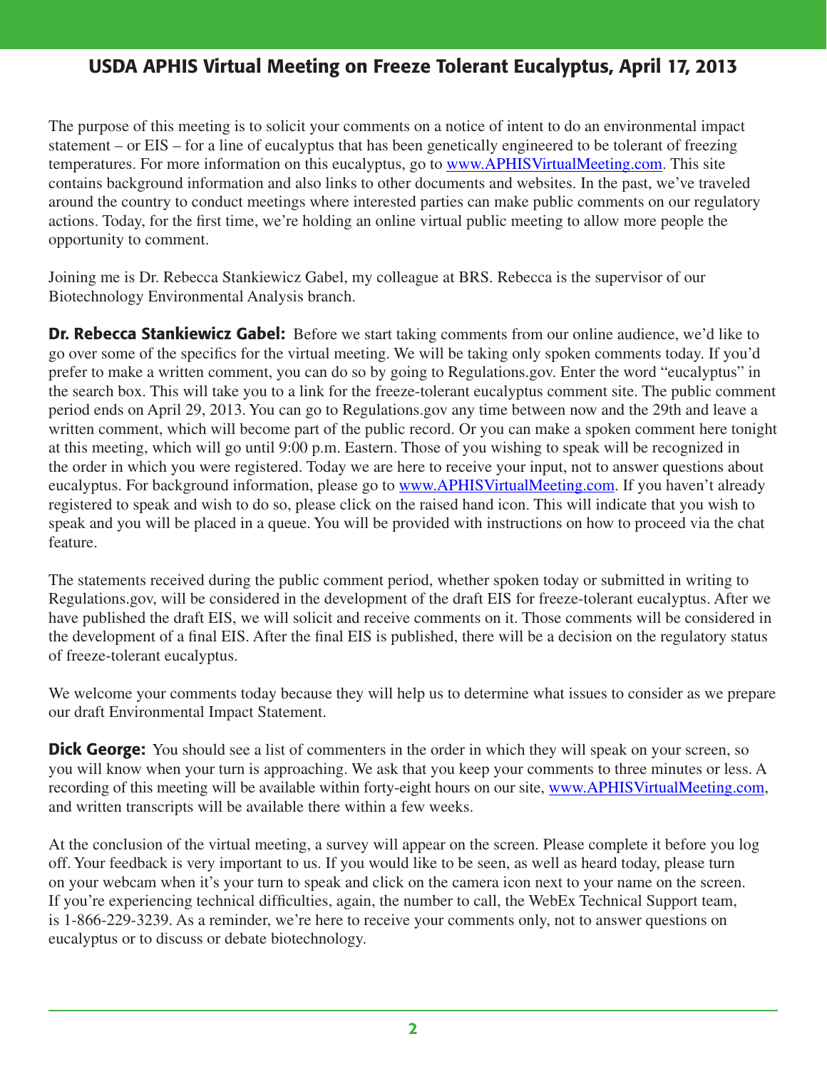The purpose of this meeting is to solicit your comments on a notice of intent to do an environmental impact statement – or EIS – for a line of eucalyptus that has been genetically engineered to be tolerant of freezing temperatures. For more information on this eucalyptus, go to www.APHISVirtualMeeting.com. This site contains background information and also links to other documents and websites. In the past, we've traveled around the country to conduct meetings where interested parties can make public comments on our regulatory actions. Today, for the first time, we're holding an online virtual public meeting to allow more people the opportunity to comment.

Joining me is Dr. Rebecca Stankiewicz Gabel, my colleague at BRS. Rebecca is the supervisor of our Biotechnology Environmental Analysis branch.

**Dr. Rebecca Stankiewicz Gabel:** Before we start taking comments from our online audience, we'd like to go over some of the specifics for the virtual meeting. We will be taking only spoken comments today. If you'd prefer to make a written comment, you can do so by going to Regulations.gov. Enter the word "eucalyptus" in the search box. This will take you to a link for the freeze-tolerant eucalyptus comment site. The public comment period ends on April 29, 2013. You can go to Regulations.gov any time between now and the 29th and leave a written comment, which will become part of the public record. Or you can make a spoken comment here tonight at this meeting, which will go until 9:00 p.m. Eastern. Those of you wishing to speak will be recognized in the order in which you were registered. Today we are here to receive your input, not to answer questions about eucalyptus. For background information, please go to www.APHISVirtualMeeting.com. If you haven't already registered to speak and wish to do so, please click on the raised hand icon. This will indicate that you wish to speak and you will be placed in a queue. You will be provided with instructions on how to proceed via the chat feature.

The statements received during the public comment period, whether spoken today or submitted in writing to Regulations.gov, will be considered in the development of the draft EIS for freeze-tolerant eucalyptus. After we have published the draft EIS, we will solicit and receive comments on it. Those comments will be considered in the development of a final EIS. After the final EIS is published, there will be a decision on the regulatory status of freeze-tolerant eucalyptus.

We welcome your comments today because they will help us to determine what issues to consider as we prepare our draft Environmental Impact Statement.

**Dick George:** You should see a list of commenters in the order in which they will speak on your screen, so you will know when your turn is approaching. We ask that you keep your comments to three minutes or less. A recording of this meeting will be available within forty-eight hours on our site, www.APHISVirtualMeeting.com, and written transcripts will be available there within a few weeks.

At the conclusion of the virtual meeting, a survey will appear on the screen. Please complete it before you log off. Your feedback is very important to us. If you would like to be seen, as well as heard today, please turn on your webcam when it's your turn to speak and click on the camera icon next to your name on the screen. If you're experiencing technical difficulties, again, the number to call, the WebEx Technical Support team, is 1-866-229-3239. As a reminder, we're here to receive your comments only, not to answer questions on eucalyptus or to discuss or debate biotechnology.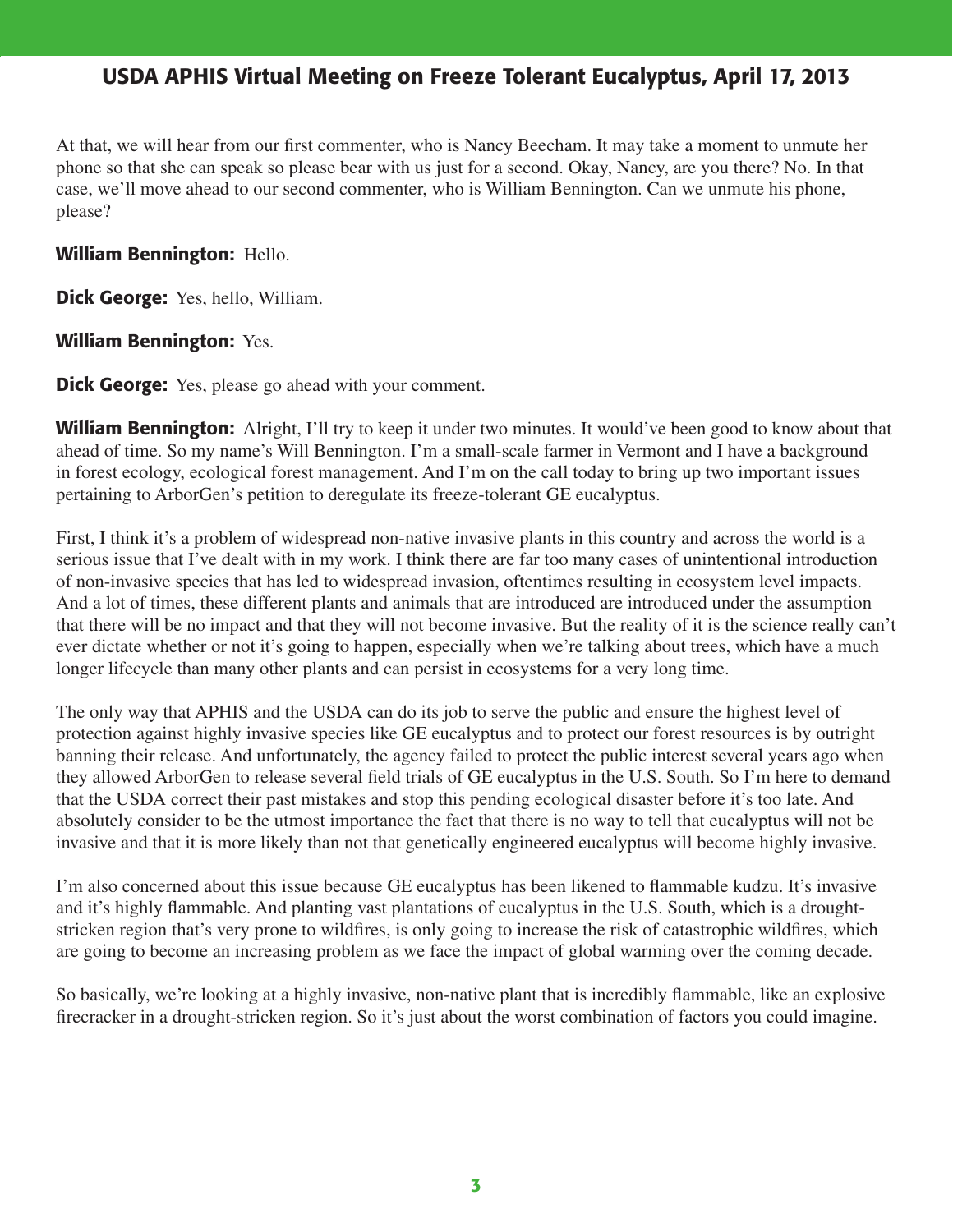At that, we will hear from our first commenter, who is Nancy Beecham. It may take a moment to unmute her phone so that she can speak so please bear with us just for a second. Okay, Nancy, are you there? No. In that case, we'll move ahead to our second commenter, who is William Bennington. Can we unmute his phone, please?

**William Bennington:** Hello.

**Dick George:** Yes, hello, William.

**William Bennington:** Yes.

**Dick George:** Yes, please go ahead with your comment.

**William Bennington:** Alright, I'll try to keep it under two minutes. It would've been good to know about that ahead of time. So my name's Will Bennington. I'm a small-scale farmer in Vermont and I have a background in forest ecology, ecological forest management. And I'm on the call today to bring up two important issues pertaining to ArborGen's petition to deregulate its freeze-tolerant GE eucalyptus.

First, I think it's a problem of widespread non-native invasive plants in this country and across the world is a serious issue that I've dealt with in my work. I think there are far too many cases of unintentional introduction of non-invasive species that has led to widespread invasion, oftentimes resulting in ecosystem level impacts. And a lot of times, these different plants and animals that are introduced are introduced under the assumption that there will be no impact and that they will not become invasive. But the reality of it is the science really can't ever dictate whether or not it's going to happen, especially when we're talking about trees, which have a much longer lifecycle than many other plants and can persist in ecosystems for a very long time.

The only way that APHIS and the USDA can do its job to serve the public and ensure the highest level of protection against highly invasive species like GE eucalyptus and to protect our forest resources is by outright banning their release. And unfortunately, the agency failed to protect the public interest several years ago when they allowed ArborGen to release several field trials of GE eucalyptus in the U.S. South. So I'm here to demand that the USDA correct their past mistakes and stop this pending ecological disaster before it's too late. And absolutely consider to be the utmost importance the fact that there is no way to tell that eucalyptus will not be invasive and that it is more likely than not that genetically engineered eucalyptus will become highly invasive.

I'm also concerned about this issue because GE eucalyptus has been likened to flammable kudzu. It's invasive and it's highly flammable. And planting vast plantations of eucalyptus in the U.S. South, which is a drought-stricken region that's very prone to wildfires, is only going to increase the risk of catastrophic wildfires, which are going to become an increasing problem as we face the impact of global warming over the coming decade.

So basically, we're looking at a highly invasive, non-native plant that is incredibly flammable, like an explosive firecracker in a drought-stricken region. So it's just about the worst combination of factors you could imagine.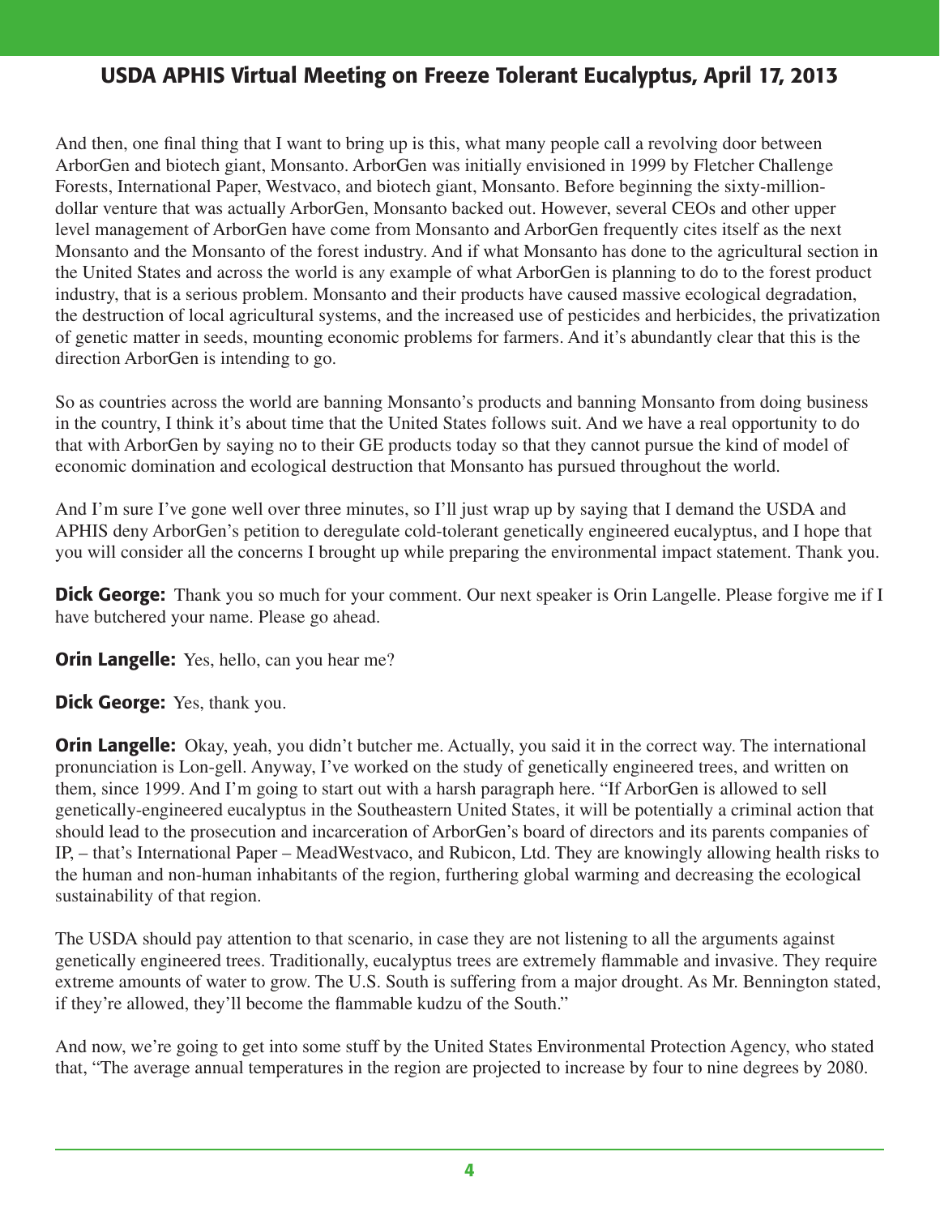And then, one final thing that I want to bring up is this, what many people call a revolving door between ArborGen and biotech giant, Monsanto. ArborGen was initially envisioned in 1999 by Fletcher Challenge Forests, International Paper, Westvaco, and biotech giant, Monsanto. Before beginning the sixty-million-dollar venture that was actually ArborGen, Monsanto backed out. However, several CEOs and other upper level management of ArborGen have come from Monsanto and ArborGen frequently cites itself as the next Monsanto and the Monsanto of the forest industry. And if what Monsanto has done to the agricultural section in the United States and across the world is any example of what ArborGen is planning to do to the forest product industry, that is a serious problem. Monsanto and their products have caused massive ecological degradation, the destruction of local agricultural systems, and the increased use of pesticides and herbicides, the privatization of genetic matter in seeds, mounting economic problems for farmers. And it's abundantly clear that this is the direction ArborGen is intending to go.

So as countries across the world are banning Monsanto's products and banning Monsanto from doing business in the country, I think it's about time that the United States follows suit. And we have a real opportunity to do that with ArborGen by saying no to their GE products today so that they cannot pursue the kind of model of economic domination and ecological destruction that Monsanto has pursued throughout the world.

And I'm sure I've gone well over three minutes, so I'll just wrap up by saying that I demand the USDA and APHIS deny ArborGen's petition to deregulate cold-tolerant genetically engineered eucalyptus, and I hope that you will consider all the concerns I brought up while preparing the environmental impact statement. Thank you.

**Dick George:** Thank you so much for your comment. Our next speaker is Orin Langelle. Please forgive me if I have butchered your name. Please go ahead.

**Orin Langelle:** Yes, hello, can you hear me?

**Dick George:** Yes, thank you.

**Orin Langelle:** Okay, yeah, you didn't butcher me. Actually, you said it in the correct way. The international pronunciation is Lon-gell. Anyway, I've worked on the study of genetically engineered trees, and written on them, since 1999. And I'm going to start out with a harsh paragraph here. "If ArborGen is allowed to sell genetically-engineered eucalyptus in the Southeastern United States, it will be potentially a criminal action that should lead to the prosecution and incarceration of ArborGen's board of directors and its parents companies of IP, – that's International Paper – MeadWestvaco, and Rubicon, Ltd. They are knowingly allowing health risks to the human and non-human inhabitants of the region, furthering global warming and decreasing the ecological sustainability of that region.

The USDA should pay attention to that scenario, in case they are not listening to all the arguments against genetically engineered trees. Traditionally, eucalyptus trees are extremely flammable and invasive. They require extreme amounts of water to grow. The U.S. South is suffering from a major drought. As Mr. Bennington stated, if they're allowed, they'll become the flammable kudzu of the South."

And now, we're going to get into some stuff by the United States Environmental Protection Agency, who stated that, "The average annual temperatures in the region are projected to increase by four to nine degrees by 2080.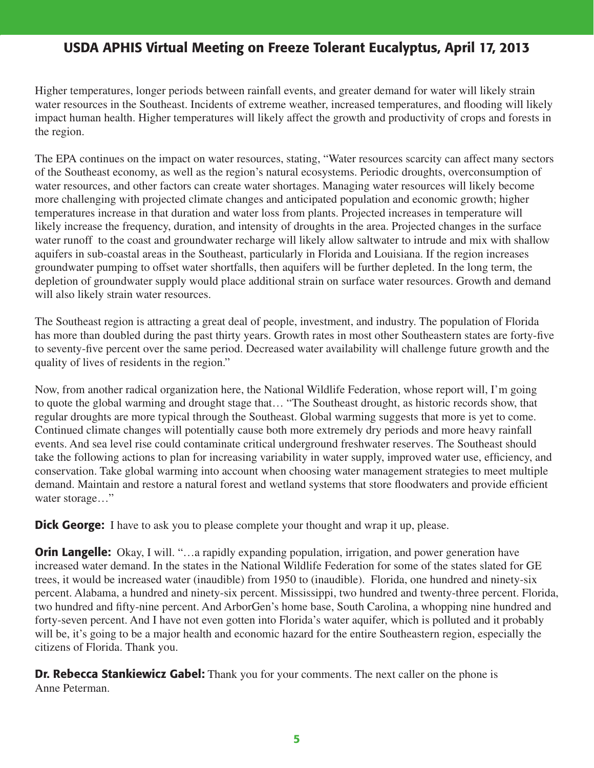Higher temperatures, longer periods between rainfall events, and greater demand for water will likely strain water resources in the Southeast. Incidents of extreme weather, increased temperatures, and flooding will likely impact human health. Higher temperatures will likely affect the growth and productivity of crops and forests in the region.

The EPA continues on the impact on water resources, stating, "Water resources scarcity can affect many sectors of the Southeast economy, as well as the region's natural ecosystems. Periodic droughts, overconsumption of water resources, and other factors can create water shortages. Managing water resources will likely become more challenging with projected climate changes and anticipated population and economic growth; higher temperatures increase in that duration and water loss from plants. Projected increases in temperature will likely increase the frequency, duration, and intensity of droughts in the area. Projected changes in the surface water runoff to the coast and groundwater recharge will likely allow saltwater to intrude and mix with shallow aquifers in sub-coastal areas in the Southeast, particularly in Florida and Louisiana. If the region increases groundwater pumping to offset water shortfalls, then aquifers will be further depleted. In the long term, the depletion of groundwater supply would place additional strain on surface water resources. Growth and demand will also likely strain water resources.

The Southeast region is attracting a great deal of people, investment, and industry. The population of Florida has more than doubled during the past thirty years. Growth rates in most other Southeastern states are forty-five to seventy-five percent over the same period. Decreased water availability will challenge future growth and the quality of lives of residents in the region."

Now, from another radical organization here, the National Wildlife Federation, whose report will, I'm going to quote the global warming and drought stage that… "The Southeast drought, as historic records show, that regular droughts are more typical through the Southeast. Global warming suggests that more is yet to come. Continued climate changes will potentially cause both more extremely dry periods and more heavy rainfall events. And sea level rise could contaminate critical underground freshwater reserves. The Southeast should take the following actions to plan for increasing variability in water supply, improved water use, efficiency, and conservation. Take global warming into account when choosing water management strategies to meet multiple demand. Maintain and restore a natural forest and wetland systems that store floodwaters and provide efficient water storage…"

**Dick George:** I have to ask you to please complete your thought and wrap it up, please.

**Orin Langelle:** Okay, I will. "…a rapidly expanding population, irrigation, and power generation have increased water demand. In the states in the National Wildlife Federation for some of the states slated for GE trees, it would be increased water (inaudible) from 1950 to (inaudible). Florida, one hundred and ninety-six percent. Alabama, a hundred and ninety-six percent. Mississippi, two hundred and twenty-three percent. Florida, two hundred and fifty-nine percent. And ArborGen's home base, South Carolina, a whopping nine hundred and forty-seven percent. And I have not even gotten into Florida's water aquifer, which is polluted and it probably will be, it's going to be a major health and economic hazard for the entire Southeastern region, especially the citizens of Florida. Thank you.

**Dr. Rebecca Stankiewicz Gabel:** Thank you for your comments. The next caller on the phone is Anne Peterman.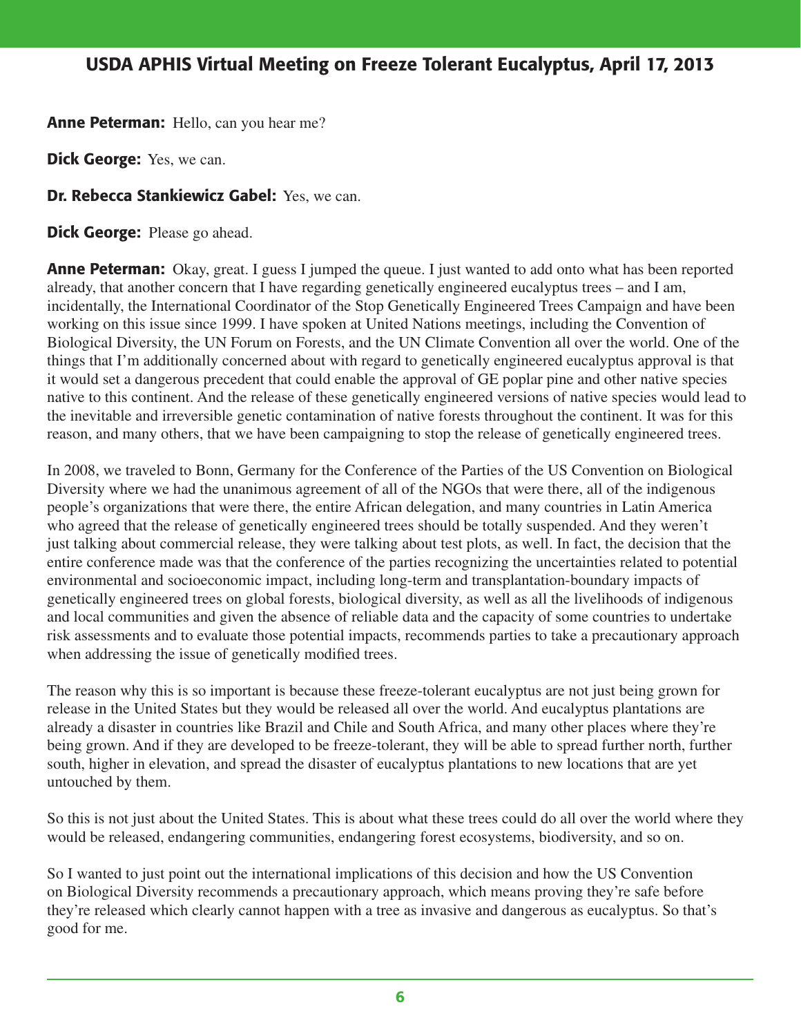**Anne Peterman:** Hello, can you hear me?

**Dick George:** Yes, we can.

**Dr. Rebecca Stankiewicz Gabel:** Yes, we can.

**Dick George:** Please go ahead.

**Anne Peterman:** Okay, great. I guess I jumped the queue. I just wanted to add onto what has been reported already, that another concern that I have regarding genetically engineered eucalyptus trees – and I am, incidentally, the International Coordinator of the Stop Genetically Engineered Trees Campaign and have been working on this issue since 1999. I have spoken at United Nations meetings, including the Convention of Biological Diversity, the UN Forum on Forests, and the UN Climate Convention all over the world. One of the things that I'm additionally concerned about with regard to genetically engineered eucalyptus approval is that it would set a dangerous precedent that could enable the approval of GE poplar pine and other native species native to this continent. And the release of these genetically engineered versions of native species would lead to the inevitable and irreversible genetic contamination of native forests throughout the continent. It was for this reason, and many others, that we have been campaigning to stop the release of genetically engineered trees.

In 2008, we traveled to Bonn, Germany for the Conference of the Parties of the US Convention on Biological Diversity where we had the unanimous agreement of all of the NGOs that were there, all of the indigenous people's organizations that were there, the entire African delegation, and many countries in Latin America who agreed that the release of genetically engineered trees should be totally suspended. And they weren't just talking about commercial release, they were talking about test plots, as well. In fact, the decision that the entire conference made was that the conference of the parties recognizing the uncertainties related to potential environmental and socioeconomic impact, including long-term and transplantation-boundary impacts of genetically engineered trees on global forests, biological diversity, as well as all the livelihoods of indigenous and local communities and given the absence of reliable data and the capacity of some countries to undertake risk assessments and to evaluate those potential impacts, recommends parties to take a precautionary approach when addressing the issue of genetically modified trees.

The reason why this is so important is because these freeze-tolerant eucalyptus are not just being grown for release in the United States but they would be released all over the world. And eucalyptus plantations are already a disaster in countries like Brazil and Chile and South Africa, and many other places where they're being grown. And if they are developed to be freeze-tolerant, they will be able to spread further north, further south, higher in elevation, and spread the disaster of eucalyptus plantations to new locations that are yet untouched by them.

So this is not just about the United States. This is about what these trees could do all over the world where they would be released, endangering communities, endangering forest ecosystems, biodiversity, and so on.

So I wanted to just point out the international implications of this decision and how the US Convention on Biological Diversity recommends a precautionary approach, which means proving they're safe before they're released which clearly cannot happen with a tree as invasive and dangerous as eucalyptus. So that's good for me.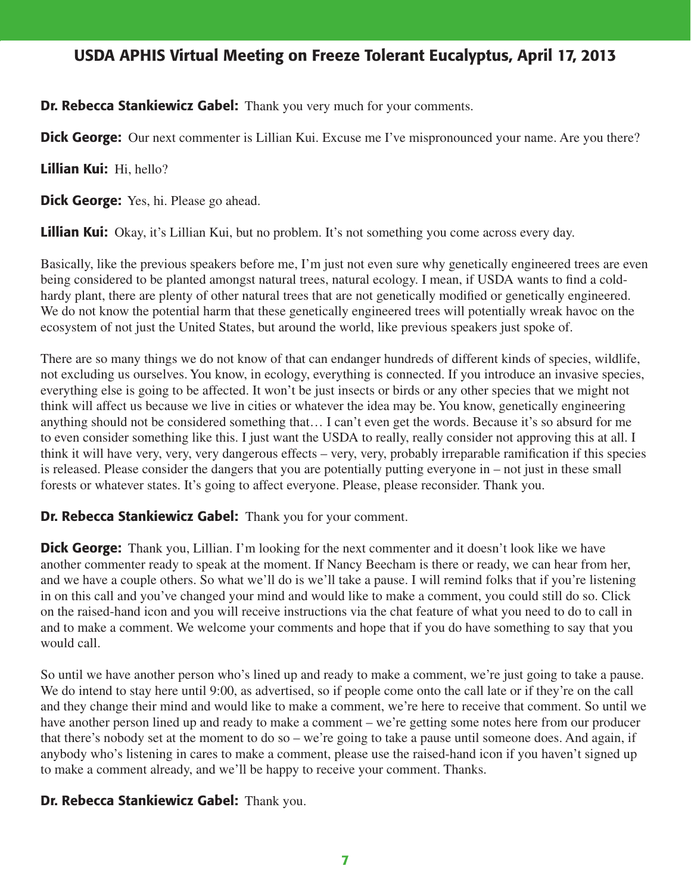**Dr. Rebecca Stankiewicz Gabel:** Thank you very much for your comments.

**Dick George:** Our next commenter is Lillian Kui. Excuse me I've mispronounced your name. Are you there?

**Lillian Kui:** Hi, hello?

**Dick George:** Yes, hi. Please go ahead.

**Lillian Kui:** Okay, it's Lillian Kui, but no problem. It's not something you come across every day.

Basically, like the previous speakers before me, I'm just not even sure why genetically engineered trees are even being considered to be planted amongst natural trees, natural ecology. I mean, if USDA wants to find a cold-hardy plant, there are plenty of other natural trees that are not genetically modified or genetically engineered. We do not know the potential harm that these genetically engineered trees will potentially wreak havoc on the ecosystem of not just the United States, but around the world, like previous speakers just spoke of.

There are so many things we do not know of that can endanger hundreds of different kinds of species, wildlife, not excluding us ourselves. You know, in ecology, everything is connected. If you introduce an invasive species, everything else is going to be affected. It won't be just insects or birds or any other species that we might not think will affect us because we live in cities or whatever the idea may be. You know, genetically engineering anything should not be considered something that… I can't even get the words. Because it's so absurd for me to even consider something like this. I just want the USDA to really, really consider not approving this at all. I think it will have very, very, very dangerous effects – very, very, probably irreparable ramification if this species is released. Please consider the dangers that you are potentially putting everyone in – not just in these small forests or whatever states. It's going to affect everyone. Please, please reconsider. Thank you.

**Dr. Rebecca Stankiewicz Gabel:** Thank you for your comment.

**Dick George:** Thank you, Lillian. I'm looking for the next commenter and it doesn't look like we have another commenter ready to speak at the moment. If Nancy Beecham is there or ready, we can hear from her, and we have a couple others. So what we'll do is we'll take a pause. I will remind folks that if you're listening in on this call and you've changed your mind and would like to make a comment, you could still do so. Click on the raised-hand icon and you will receive instructions via the chat feature of what you need to do to call in and to make a comment. We welcome your comments and hope that if you do have something to say that you would call.

So until we have another person who's lined up and ready to make a comment, we're just going to take a pause. We do intend to stay here until 9:00, as advertised, so if people come onto the call late or if they're on the call and they change their mind and would like to make a comment, we're here to receive that comment. So until we have another person lined up and ready to make a comment – we're getting some notes here from our producer that there's nobody set at the moment to do so – we're going to take a pause until someone does. And again, if anybody who's listening in cares to make a comment, please use the raised-hand icon if you haven't signed up to make a comment already, and we'll be happy to receive your comment. Thanks.

**Dr. Rebecca Stankiewicz Gabel:** Thank you.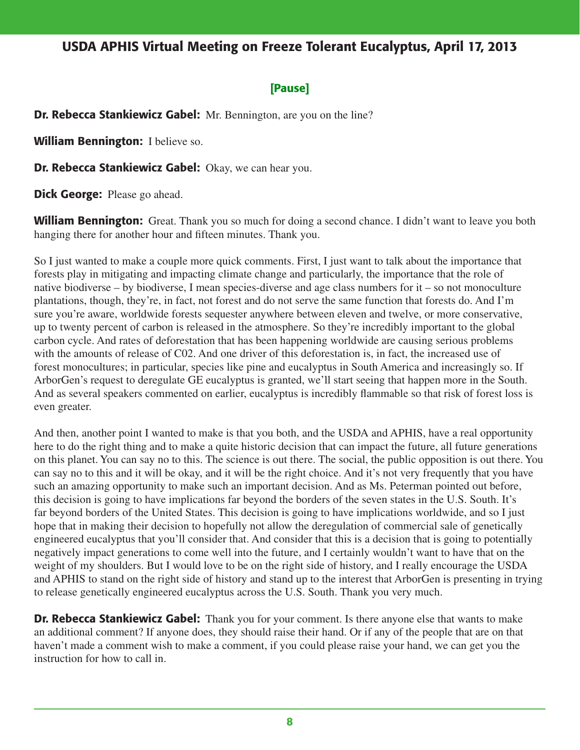**[Pause]**

**Dr. Rebecca Stankiewicz Gabel:** Mr. Bennington, are you on the line?

**William Bennington:** I believe so.

**Dr. Rebecca Stankiewicz Gabel:** Okay, we can hear you.

**Dick George:** Please go ahead.

**William Bennington:** Great. Thank you so much for doing a second chance. I didn't want to leave you both hanging there for another hour and fifteen minutes. Thank you.

So I just wanted to make a couple more quick comments. First, I just want to talk about the importance that forests play in mitigating and impacting climate change and particularly, the importance that the role of native biodiverse – by biodiverse, I mean species-diverse and age class numbers for it – so not monoculture plantations, though, they're, in fact, not forest and do not serve the same function that forests do. And I'm sure you're aware, worldwide forests sequester anywhere between eleven and twelve, or more conservative, up to twenty percent of carbon is released in the atmosphere. So they're incredibly important to the global carbon cycle. And rates of deforestation that has been happening worldwide are causing serious problems with the amounts of release of C02. And one driver of this deforestation is, in fact, the increased use of forest monocultures; in particular, species like pine and eucalyptus in South America and increasingly so. If ArborGen's request to deregulate GE eucalyptus is granted, we'll start seeing that happen more in the South. And as several speakers commented on earlier, eucalyptus is incredibly flammable so that risk of forest loss is even greater.

And then, another point I wanted to make is that you both, and the USDA and APHIS, have a real opportunity here to do the right thing and to make a quite historic decision that can impact the future, all future generations on this planet. You can say no to this. The science is out there. The social, the public opposition is out there. You can say no to this and it will be okay, and it will be the right choice. And it's not very frequently that you have such an amazing opportunity to make such an important decision. And as Ms. Peterman pointed out before, this decision is going to have implications far beyond the borders of the seven states in the U.S. South. It's far beyond borders of the United States. This decision is going to have implications worldwide, and so I just hope that in making their decision to hopefully not allow the deregulation of commercial sale of genetically engineered eucalyptus that you'll consider that. And consider that this is a decision that is going to potentially negatively impact generations to come well into the future, and I certainly wouldn't want to have that on the weight of my shoulders. But I would love to be on the right side of history, and I really encourage the USDA and APHIS to stand on the right side of history and stand up to the interest that ArborGen is presenting in trying to release genetically engineered eucalyptus across the U.S. South. Thank you very much.

**Dr. Rebecca Stankiewicz Gabel:** Thank you for your comment. Is there anyone else that wants to make an additional comment? If anyone does, they should raise their hand. Or if any of the people that are on that haven't made a comment wish to make a comment, if you could please raise your hand, we can get you the instruction for how to call in.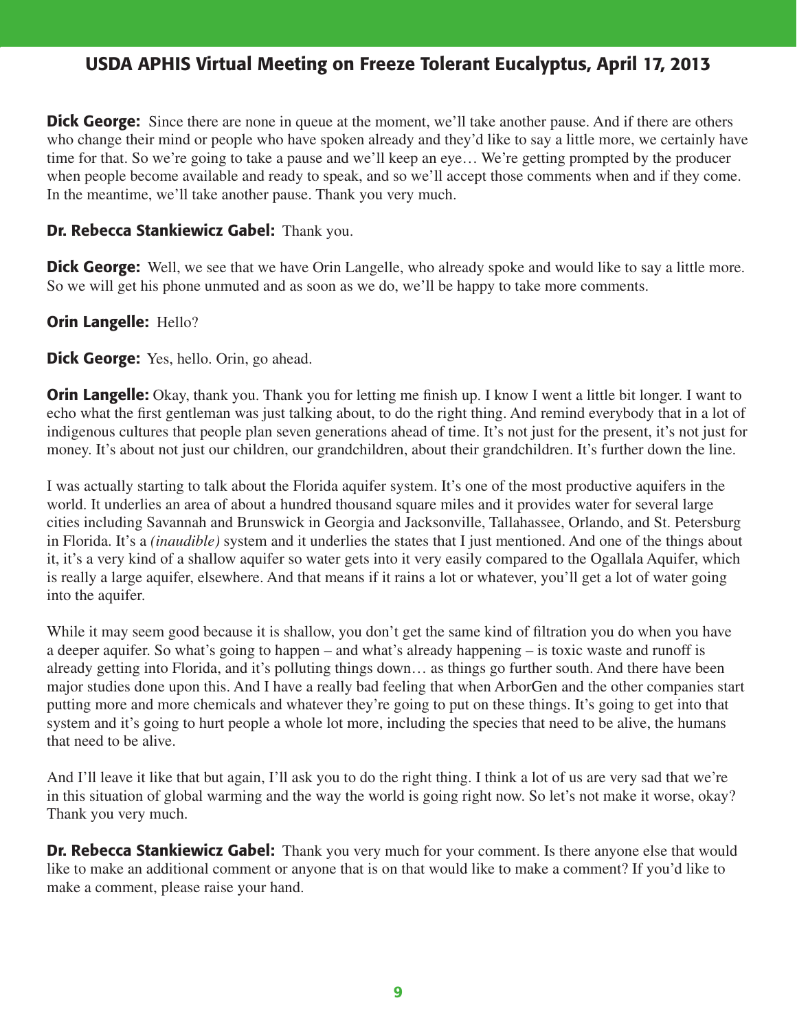**Dick George:** Since there are none in queue at the moment, we'll take another pause. And if there are others who change their mind or people who have spoken already and they'd like to say a little more, we certainly have time for that. So we're going to take a pause and we'll keep an eye… We're getting prompted by the producer when people become available and ready to speak, and so we'll accept those comments when and if they come. In the meantime, we'll take another pause. Thank you very much.

**Dr. Rebecca Stankiewicz Gabel:** Thank you.

**Dick George:** Well, we see that we have Orin Langelle, who already spoke and would like to say a little more. So we will get his phone unmuted and as soon as we do, we'll be happy to take more comments.

**Orin Langelle:** Hello?

**Dick George:** Yes, hello. Orin, go ahead.

**Orin Langelle:** Okay, thank you. Thank you for letting me finish up. I know I went a little bit longer. I want to echo what the first gentleman was just talking about, to do the right thing. And remind everybody that in a lot of indigenous cultures that people plan seven generations ahead of time. It's not just for the present, it's not just for money. It's about not just our children, our grandchildren, about their grandchildren. It's further down the line.

I was actually starting to talk about the Florida aquifer system. It's one of the most productive aquifers in the world. It underlies an area of about a hundred thousand square miles and it provides water for several large cities including Savannah and Brunswick in Georgia and Jacksonville, Tallahassee, Orlando, and St. Petersburg in Florida. It's a *(inaudible)* system and it underlies the states that I just mentioned. And one of the things about it, it's a very kind of a shallow aquifer so water gets into it very easily compared to the Ogallala Aquifer, which is really a large aquifer, elsewhere. And that means if it rains a lot or whatever, you'll get a lot of water going into the aquifer.

While it may seem good because it is shallow, you don't get the same kind of filtration you do when you have a deeper aquifer. So what's going to happen – and what's already happening – is toxic waste and runoff is already getting into Florida, and it's polluting things down… as things go further south. And there have been major studies done upon this. And I have a really bad feeling that when ArborGen and the other companies start putting more and more chemicals and whatever they're going to put on these things. It's going to get into that system and it's going to hurt people a whole lot more, including the species that need to be alive, the humans that need to be alive.

And I'll leave it like that but again, I'll ask you to do the right thing. I think a lot of us are very sad that we're in this situation of global warming and the way the world is going right now. So let's not make it worse, okay? Thank you very much.

**Dr. Rebecca Stankiewicz Gabel:** Thank you very much for your comment. Is there anyone else that would like to make an additional comment or anyone that is on that would like to make a comment? If you'd like to make a comment, please raise your hand.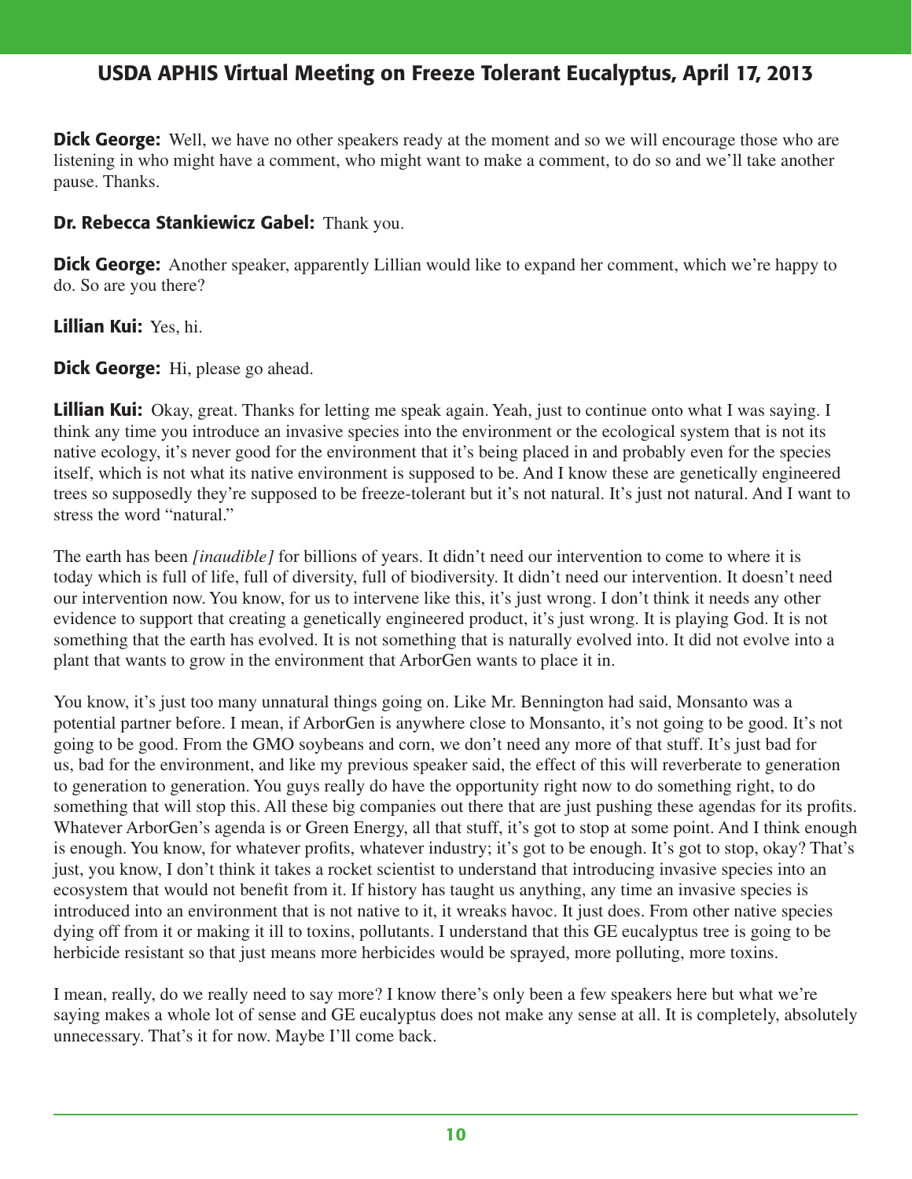**Dick George:** Well, we have no other speakers ready at the moment and so we will encourage those who are listening in who might have a comment, who might want to make a comment, to do so and we'll take another pause. Thanks.

**Dr. Rebecca Stankiewicz Gabel:** Thank you.

**Dick George:** Another speaker, apparently Lillian would like to expand her comment, which we're happy to do. So are you there?

**Lillian Kui:** Yes, hi.

**Dick George:** Hi, please go ahead.

**Lillian Kui:** Okay, great. Thanks for letting me speak again. Yeah, just to continue onto what I was saying. I think any time you introduce an invasive species into the environment or the ecological system that is not its native ecology, it's never good for the environment that it's being placed in and probably even for the species itself, which is not what its native environment is supposed to be. And I know these are genetically engineered trees so supposedly they're supposed to be freeze-tolerant but it's not natural. It's just not natural. And I want to stress the word "natural."

The earth has been *[inaudible]* for billions of years. It didn't need our intervention to come to where it is today which is full of life, full of diversity, full of biodiversity. It didn't need our intervention. It doesn't need our intervention now. You know, for us to intervene like this, it's just wrong. I don't think it needs any other evidence to support that creating a genetically engineered product, it's just wrong. It is playing God. It is not something that the earth has evolved. It is not something that is naturally evolved into. It did not evolve into a plant that wants to grow in the environment that ArborGen wants to place it in.

You know, it's just too many unnatural things going on. Like Mr. Bennington had said, Monsanto was a potential partner before. I mean, if ArborGen is anywhere close to Monsanto, it's not going to be good. It's not going to be good. From the GMO soybeans and corn, we don't need any more of that stuff. It's just bad for us, bad for the environment, and like my previous speaker said, the effect of this will reverberate to generation to generation to generation. You guys really do have the opportunity right now to do something right, to do something that will stop this. All these big companies out there that are just pushing these agendas for its profits. Whatever ArborGen's agenda is or Green Energy, all that stuff, it's got to stop at some point. And I think enough is enough. You know, for whatever profits, whatever industry; it's got to be enough. It's got to stop, okay? That's just, you know, I don't think it takes a rocket scientist to understand that introducing invasive species into an ecosystem that would not benefit from it. If history has taught us anything, any time an invasive species is introduced into an environment that is not native to it, it wreaks havoc. It just does. From other native species dying off from it or making it ill to toxins, pollutants. I understand that this GE eucalyptus tree is going to be herbicide resistant so that just means more herbicides would be sprayed, more polluting, more toxins.

I mean, really, do we really need to say more? I know there's only been a few speakers here but what we're saying makes a whole lot of sense and GE eucalyptus does not make any sense at all. It is completely, absolutely unnecessary. That's it for now. Maybe I'll come back.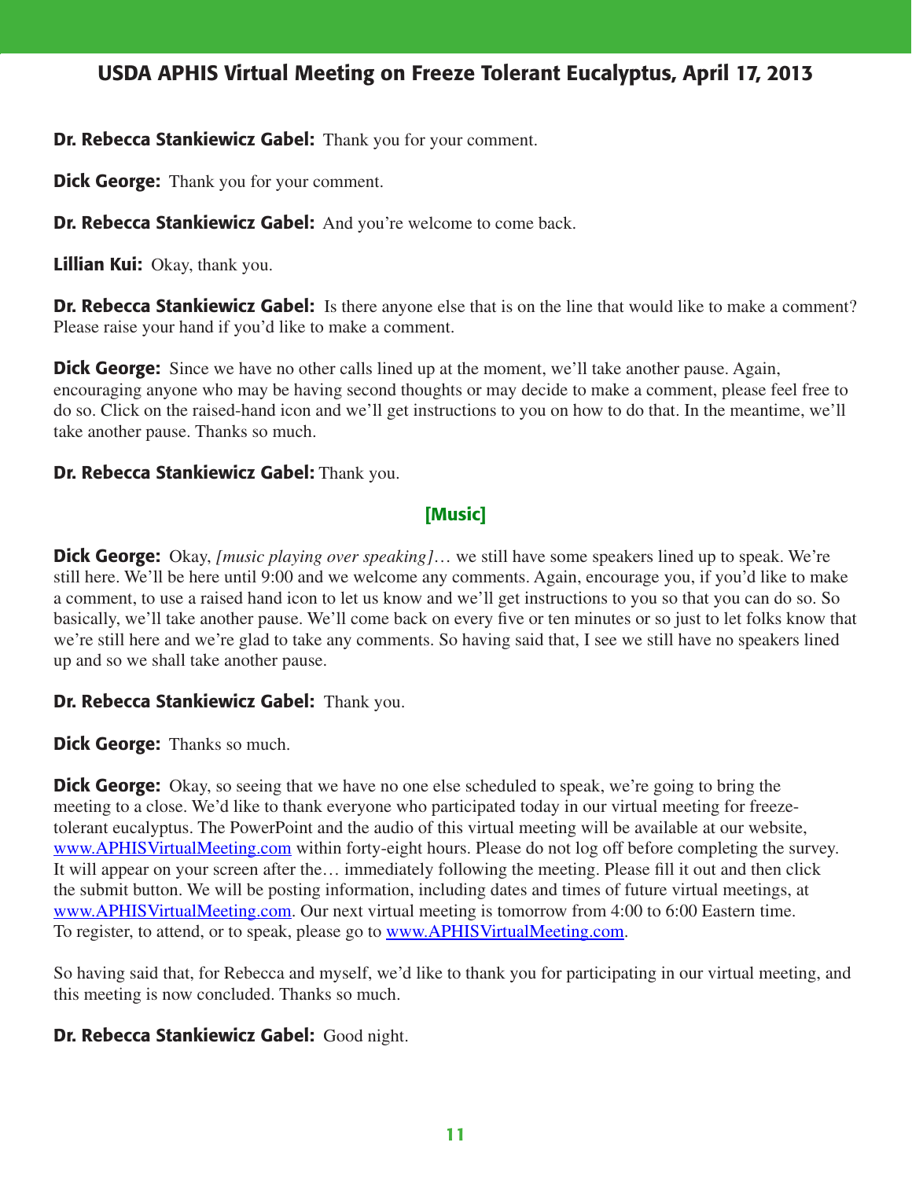**Dr. Rebecca Stankiewicz Gabel:** Thank you for your comment.

**Dick George:** Thank you for your comment.

**Dr. Rebecca Stankiewicz Gabel:** And you're welcome to come back.

**Lillian Kui:** Okay, thank you.

**Dr. Rebecca Stankiewicz Gabel:** Is there anyone else that is on the line that would like to make a comment? Please raise your hand if you'd like to make a comment.

**Dick George:** Since we have no other calls lined up at the moment, we'll take another pause. Again, encouraging anyone who may be having second thoughts or may decide to make a comment, please feel free to do so. Click on the raised-hand icon and we'll get instructions to you on how to do that. In the meantime, we'll take another pause. Thanks so much.

**Dr. Rebecca Stankiewicz Gabel:** Thank you.

**[Music]**

**Dick George:** Okay, *[music playing over speaking]*… we still have some speakers lined up to speak. We're still here. We'll be here until 9:00 and we welcome any comments. Again, encourage you, if you'd like to make a comment, to use a raised hand icon to let us know and we'll get instructions to you so that you can do so. So basically, we'll take another pause. We'll come back on every five or ten minutes or so just to let folks know that we're still here and we're glad to take any comments. So having said that, I see we still have no speakers lined up and so we shall take another pause.

**Dr. Rebecca Stankiewicz Gabel:** Thank you.

**Dick George:** Thanks so much.

**Dick George:** Okay, so seeing that we have no one else scheduled to speak, we're going to bring the meeting to a close. We'd like to thank everyone who participated today in our virtual meeting for freeze-tolerant eucalyptus. The PowerPoint and the audio of this virtual meeting will be available at our website, www.APHISVirtualMeeting.com within forty-eight hours. Please do not log off before completing the survey. It will appear on your screen after the… immediately following the meeting. Please fill it out and then click the submit button. We will be posting information, including dates and times of future virtual meetings, at www.APHISVirtualMeeting.com. Our next virtual meeting is tomorrow from 4:00 to 6:00 Eastern time. To register, to attend, or to speak, please go to www.APHISVirtualMeeting.com.

So having said that, for Rebecca and myself, we'd like to thank you for participating in our virtual meeting, and this meeting is now concluded. Thanks so much.

**Dr. Rebecca Stankiewicz Gabel:** Good night.